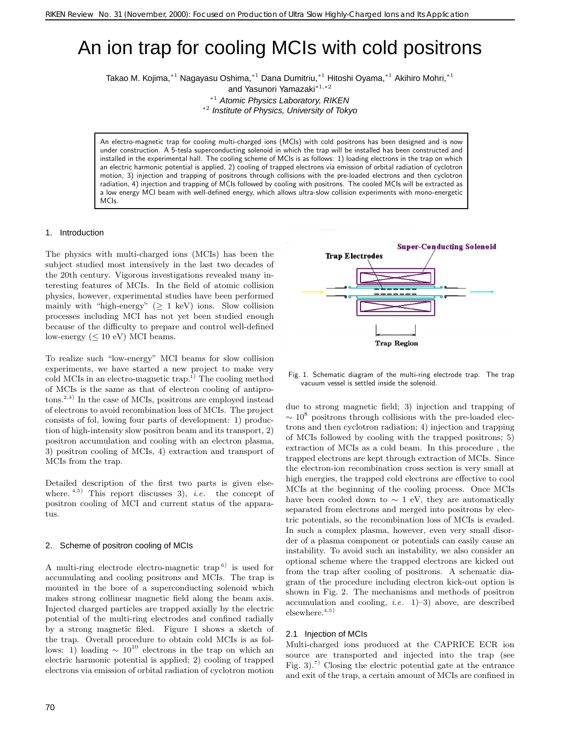# An ion trap for cooling MCIs with cold positrons

Takao M. Kojima,[*1] Nagayasu Oshima,[*1] Dana Dumitriu,[*1] Hitoshi Oyama,[*1] Akihiro Mohri,[*1] and Yasunori Yamazaki[*1,*2]

[*1] *Atomic Physics Laboratory, RIKEN*
[*2] *Institute of Physics, University of Tokyo*

An electro-magnetic trap for cooling multi-charged ions (MCIs) with cold positrons has been designed and is now under construction. A 5-tesla superconducting solenoid in which the trap will be installed has been constructed and installed in the experimental hall. The cooling scheme of MCIs is as follows: 1) loading electrons in the trap on which an electric harmonic potential is applied, 2) cooling of trapped electrons via emission of orbital radiation of cyclotron motion, 3) injection and trapping of positrons through collisions with the pre-loaded electrons and then cyclotron radiation, 4) injection and trapping of MCIs followed by cooling with positrons. The cooled MCIs will be extracted as a low energy MCI beam with well-defined energy, which allows ultra-slow collision experiments with mono-energetic MCIs.

## 1. Introduction

The physics with multi-charged ions (MCIs) has been the subject studied most intensively in the last two decades of the 20th century. Vigorous investigations revealed many interesting features of MCIs. In the field of atomic collision physics, however, experimental studies have been performed mainly with "high-energy" ($\geq$ 1 keV) ions. Slow collision processes including MCI has not yet been studied enough because of the difficulty to prepare and control well-defined low-energy ($\leq$ 10 eV) MCI beams.

To realize such "low-energy" MCI beams for slow collision experiments, we have started a new project to make very cold MCIs in an electro-magnetic trap.[1] The cooling method of MCIs is the same as that of electron cooling of antiprotons.[2,3] In the case of MCIs, positrons are employed instead of electrons to avoid recombination loss of MCIs. The project consists of fol, lowing four parts of development: 1) production of high-intensity slow positron beam and its transport, 2) positron accumulation and cooling with an electron plasma, 3) positron cooling of MCIs, 4) extraction and transport of MCIs from the trap.

Detailed description of the first two parts is given elsewhere.[4,5] This report discusses 3), *i.e.* the concept of positron cooling of MCI and current status of the apparatus.

## 2. Scheme of positron cooling of MCIs

A multi-ring electrode electro-magnetic trap[6] is used for accumulating and cooling positrons and MCIs. The trap is mounted in the bore of a superconducting solenoid which makes strong collinear magnetic field along the beam axis. Injected charged particles are trapped axially by the electric potential of the multi-ring electrodes and confined radially by a strong magnetic filed. Figure 1 shows a sketch of the trap. Overall procedure to obtain cold MCIs is as follows: 1) loading $\sim 10^{10}$ electrons in the trap on which an electric harmonic potential is applied; 2) cooling of trapped electrons via emission of orbital radiation of cyclotron motion due to strong magnetic field; 3) injection and trapping of $\sim 10^8$ positrons through collisions with the pre-loaded electrons and then cyclotron radiation; 4) injection and trapping of MCIs followed by cooling with the trapped positrons; 5) extraction of MCIs as a cold beam. In this procedure , the trapped electrons are kept through extraction of MCIs. Since the electron-ion recombination cross section is very small at high energies, the trapped cold electrons are effective to cool MCIs at the beginning of the cooling process. Once MCIs have been cooled down to $\sim$ 1 eV, they are automatically separated from electrons and merged into positrons by electric potentials, so the recombination loss of MCIs is evaded. In such a complex plasma, however, even very small disorder of a plasma component or potentials can easily cause an instability. To avoid such an instability, we also consider an optional scheme where the trapped electrons are kicked out from the trap after cooling of positrons. A schematic diagram of the procedure including electron kick-out option is shown in Fig. 2. The mechanisms and methods of positron accumulation and cooling, *i.e.* 1)–3) above, are described elsewhere.[4,5)]

Fig. 1. Schematic diagram of the multi-ring electrode trap. The trap vacuum vessel is settled inside the solenoid.

### 2.1 Injection of MCIs

Multi-charged ions produced at the CAPRICE ECR ion source are transported and injected into the trap (see Fig. 3).[7] Closing the electric potential gate at the entrance and exit of the trap, a certain amount of MCIs are confined in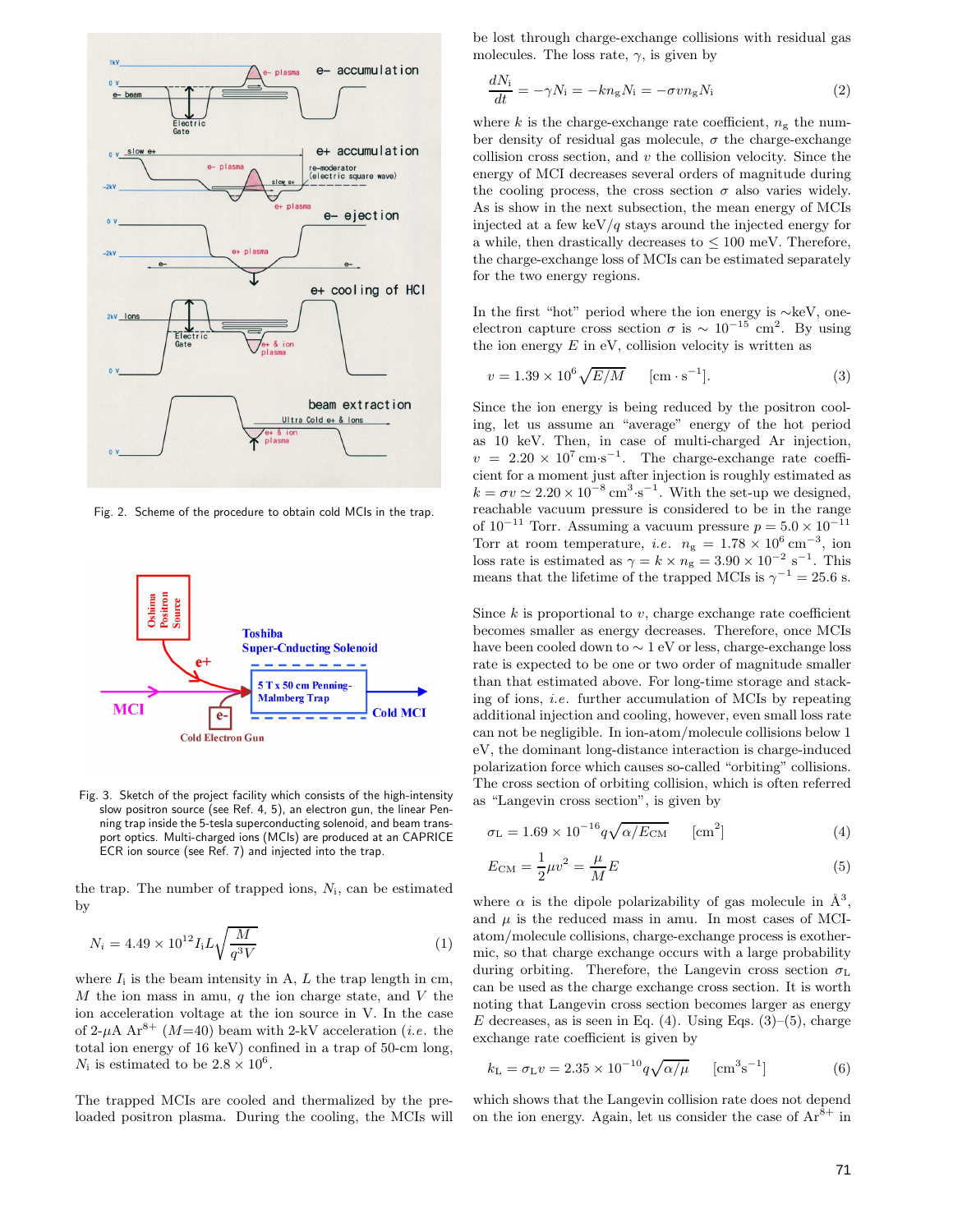Fig. 2. Scheme of the procedure to obtain cold MCIs in the trap.

Fig. 3. Sketch of the project facility which consists of the high-intensity slow positron source (see Ref. 4, 5), an electron gun, the linear Penning trap inside the 5-tesla superconducting solenoid, and beam transport optics. Multi-charged ions (MCIs) are produced at an CAPRICE ECR ion source (see Ref. 7) and injected into the trap.

the trap. The number of trapped ions, $N_i$, can be estimated by

$$N_i = 4.49 \times 10^{12} I_i L \sqrt{\frac{M}{q^3 V}} \quad (1)$$

where $I_i$ is the beam intensity in A, $L$ the trap length in cm, $M$ the ion mass in amu, $q$ the ion charge state, and $V$ the ion acceleration voltage at the ion source in V. In the case of 2-$\mu$A $Ar^{8+}$ ($M$=40) beam with 2-kV acceleration (*i.e.* the total ion energy of 16 keV) confined in a trap of 50-cm long, $N_i$ is estimated to be $2.8 \times 10^6$.

The trapped MCIs are cooled and thermalized by the pre-loaded positron plasma. During the cooling, the MCIs will be lost through charge-exchange collisions with residual gas molecules. The loss rate, $\gamma$, is given by

$$\frac{dN_i}{dt} = -\gamma N_i = -k n_g N_i = -\sigma v n_g N_i \quad (2)$$

where $k$ is the charge-exchange rate coefficient, $n_g$ the number density of residual gas molecule, $\sigma$ the charge-exchange collision cross section, and $v$ the collision velocity. Since the energy of MCI decreases several orders of magnitude during the cooling process, the cross section $\sigma$ also varies widely. As is show in the next subsection, the mean energy of MCIs injected at a few keV/$q$ stays around the injected energy for a while, then drastically decreases to $\lesssim$ 100 meV. Therefore, the charge-exchange loss of MCIs can be estimated separately for the two energy regions.

In the first "hot" period where the ion energy is ~keV, one-electron capture cross section $\sigma$ is $\sim 10^{-15}$ cm$^2$. By using the ion energy $E$ in eV, collision velocity is written as

$$v = 1.39 \times 10^6 \sqrt{E/M} \quad [\mathrm{cm \cdot s^{-1}}]. \quad (3)$$

Since the ion energy is being reduced by the positron cooling, let us assume an "average" energy of the hot period as 10 keV. Then, in case of multi-charged Ar injection, $v = 2.20 \times 10^7$ cm·s$^{-1}$. The charge-exchange rate coefficient for a moment just after injection is roughly estimated as $k = \sigma v \simeq 2.20 \times 10^{-8}$ cm$^3$·s$^{-1}$. With the set-up we designed, reachable vacuum pressure is considered to be in the range of $10^{-11}$ Torr. Assuming a vacuum pressure $p = 5.0 \times 10^{-11}$ Torr at room temperature, *i.e.* $n_g = 1.78 \times 10^6$ cm$^{-3}$, ion loss rate is estimated as $\gamma = k \times n_g = 3.90 \times 10^{-2}$ s$^{-1}$. This means that the lifetime of the trapped MCIs is $\gamma^{-1} = 25.6$ s.

Since $k$ is proportional to $v$, charge exchange rate coefficient becomes smaller as energy decreases. Therefore, once MCIs have been cooled down to $\sim$ 1 eV or less, charge-exchange loss rate is expected to be one or two order of magnitude smaller than that estimated above. For long-time storage and stacking of ions, *i.e.* further accumulation of MCIs by repeating additional injection and cooling, however, even small loss rate can not be negligible. In ion-atom/molecule collisions below 1 eV, the dominant long-distance interaction is charge-induced polarization force which causes so-called "orbiting" collisions. The cross section of orbiting collision, which is often referred as "Langevin cross section", is given by

$$\sigma_L = 1.69 \times 10^{-16} q \sqrt{\alpha / E_{CM}} \quad [\mathrm{cm^2}] \quad (4)$$

$$E_{CM} = \frac{1}{2}\mu v^2 = \frac{\mu}{M} E \quad (5)$$

where $\alpha$ is the dipole polarizability of gas molecule in Å$^3$, and $\mu$ is the reduced mass in amu. In most cases of MCI-atom/molecule collisions, charge-exchange process is exothermic, so that charge exchange occurs with a large probability during orbiting. Therefore, the Langevin cross section $\sigma_L$ can be used as the charge exchange cross section. It is worth noting that Langevin cross section becomes larger as energy $E$ decreases, as is seen in Eq. (4). Using Eqs. (3)–(5), charge exchange rate coefficient is given by

$$k_L = \sigma_L v = 2.35 \times 10^{-10} q \sqrt{\alpha / \mu} \quad [\mathrm{cm^3 s^{-1}}] \quad (6)$$

which shows that the Langevin collision rate does not depend on the ion energy. Again, let us consider the case of $Ar^{8+}$ in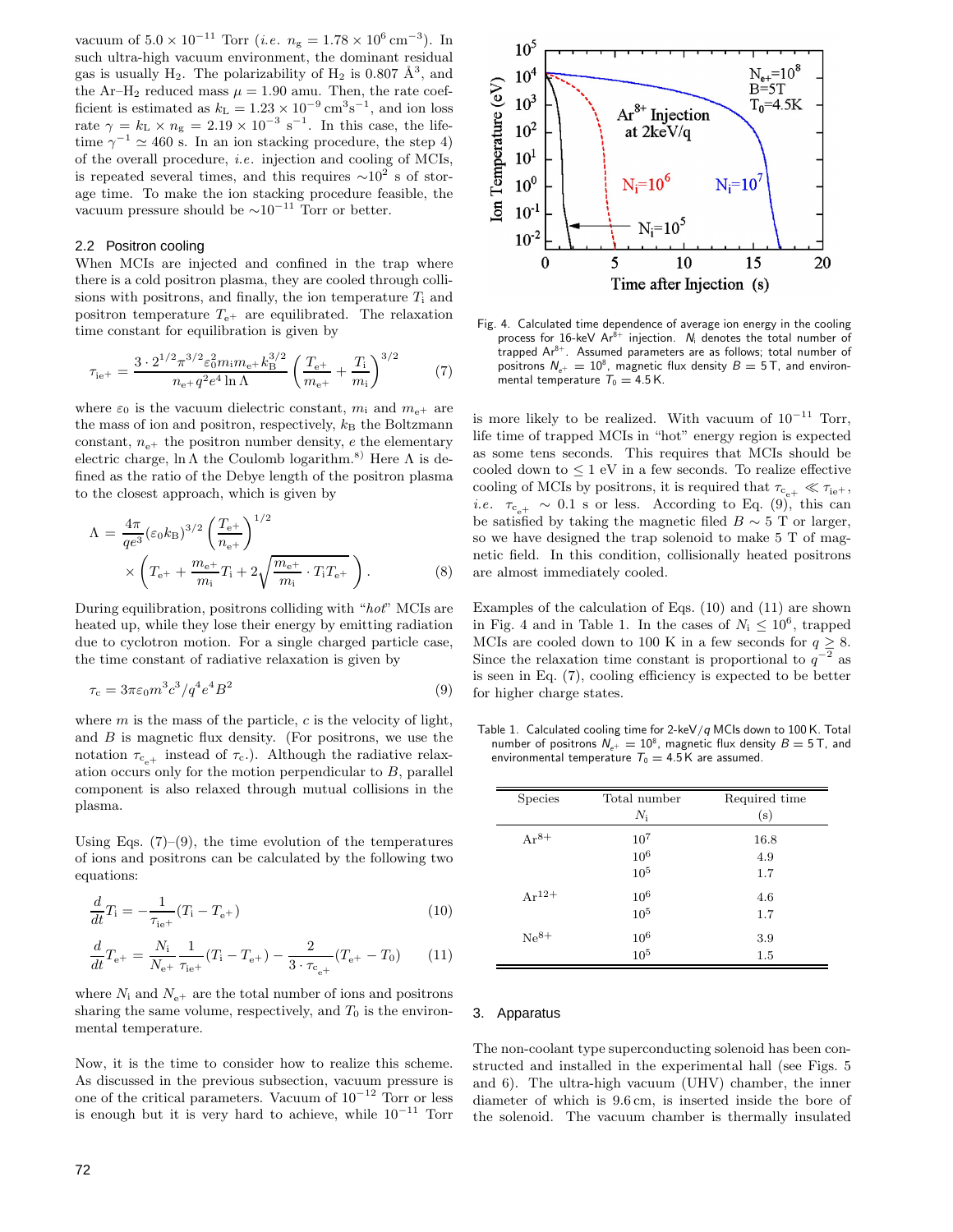vacuum of $5.0 \times 10^{-11}$ Torr (*i.e.* $n_g = 1.78 \times 10^6$ cm$^{-3}$). In such ultra-high vacuum environment, the dominant residual gas is usually $H_2$. The polarizability of $H_2$ is 0.807 Å$^3$, and the Ar–$H_2$ reduced mass $\mu = 1.90$ amu. Then, the rate coefficient is estimated as $k_L = 1.23 \times 10^{-9}$ cm$^3$s$^{-1}$, and ion loss rate $\gamma = k_L \times n_g = 2.19 \times 10^{-3}$ s$^{-1}$. In this case, the lifetime $\gamma^{-1} \simeq 460$ s. In an ion stacking procedure, the step 4) of the overall procedure, *i.e.* injection and cooling of MCIs, is repeated several times, and this requires $\sim 10^2$ s of storage time. To make the ion stacking procedure feasible, the vacuum pressure should be $\sim 10^{-11}$ Torr or better.

### 2.2 Positron cooling

When MCIs are injected and confined in the trap where there is a cold positron plasma, they are cooled through collisions with positrons, and finally, the ion temperature $T_i$ and positron temperature $T_{e+}$ are equilibrated. The relaxation time constant for equilibration is given by

$$\tau_{ie+} = \frac{3 \cdot 2^{1/2} \pi^{3/2} \varepsilon_0^2 m_i m_{e+} k_B^{3/2}}{n_{e+} q^2 e^4 \ln \Lambda} \left( \frac{T_{e+}}{m_{e+}} + \frac{T_i}{m_i} \right)^{3/2} \quad (7)$$

where $\varepsilon_0$ is the vacuum dielectric constant, $m_i$ and $m_{e+}$ are the mass of ion and positron, respectively, $k_B$ the Boltzmann constant, $n_{e+}$ the positron number density, $e$ the elementary electric charge, $\ln \Lambda$ the Coulomb logarithm.[8] Here $\Lambda$ is defined as the ratio of the Debye length of the positron plasma to the closest approach, which is given by

$$\Lambda = \frac{4\pi}{qe^3} (\varepsilon_0 k_B)^{3/2} \left( \frac{T_{e+}}{n_{e+}} \right)^{1/2} \times \left( T_{e+} + \frac{m_{e+}}{m_i} T_i + 2\sqrt{\frac{m_{e+}}{m_i} \cdot T_i T_{e+}} \right). \quad (8)$$

During equilibration, positrons colliding with "*hot*" MCIs are heated up, while they lose their energy by emitting radiation due to cyclotron motion. For a single charged particle case, the time constant of radiative relaxation is given by

$$\tau_c = 3\pi \varepsilon_0 m^3 c^3 / q^4 e^4 B^2 \quad (9)$$

where $m$ is the mass of the particle, $c$ is the velocity of light, and $B$ is magnetic flux density. (For positrons, we use the notation $\tau_{c_{e+}}$ instead of $\tau_c$.). Although the radiative relaxation occurs only for the motion perpendicular to $B$, parallel component is also relaxed through mutual collisions in the plasma.

Using Eqs. (7)–(9), the time evolution of the temperatures of ions and positrons can be calculated by the following two equations:

$$\frac{d}{dt} T_i = -\frac{1}{\tau_{ie+}} (T_i - T_{e+}) \quad (10)$$

$$\frac{d}{dt} T_{e+} = \frac{N_i}{N_{e+}} \frac{1}{\tau_{ie+}} (T_i - T_{e+}) - \frac{2}{3 \cdot \tau_{c_{e+}}} (T_{e+} - T_0) \quad (11)$$

where $N_i$ and $N_{e+}$ are the total number of ions and positrons sharing the same volume, respectively, and $T_0$ is the environmental temperature.

Now, it is the time to consider how to realize this scheme. As discussed in the previous subsection, vacuum pressure is one of the critical parameters. Vacuum of $10^{-12}$ Torr or less is enough but it is very hard to achieve, while $10^{-11}$ Torr is more likely to be realized. With vacuum of $10^{-11}$ Torr, life time of trapped MCIs in "hot" energy region is expected as some tens seconds. This requires that MCIs should be cooled down to $\leq 1$ eV in a few seconds. To realize effective cooling of MCIs by positrons, it is required that $\tau_{c_{e+}} \ll \tau_{ie+}$, *i.e.* $\tau_{c_{e+}} \sim 0.1$ s or less. According to Eq. (9), this can be satisfied by taking the magnetic filed $B \sim 5$ T or larger, so we have designed the trap solenoid to make 5 T of magnetic field. In this condition, collisionally heated positrons are almost immediately cooled.

Fig. 4. Calculated time dependence of average ion energy in the cooling process for 16-keV $Ar^{8+}$ injection. $N_i$ denotes the total number of trapped $Ar^{8+}$. Assumed parameters are as follows; total number of positrons $N_{e+} = 10^8$, magnetic flux density $B = 5$ T, and environmental temperature $T_0 = 4.5$ K.

Examples of the calculation of Eqs. (10) and (11) are shown in Fig. 4 and in Table 1. In the cases of $N_i \leq 10^6$, trapped MCIs are cooled down to 100 K in a few seconds for $q \gtrsim 8$. Since the relaxation time constant is proportional to $q^{-2}$ as is seen in Eq. (7), cooling efficiency is expected to be better for higher charge states.

Table 1. Calculated cooling time for 2-keV/$q$ MCIs down to 100 K. Total number of positrons $N_{e+} = 10^8$, magnetic flux density $B = 5$ T, and environmental temperature $T_0 = 4.5$ K are assumed.

| Species | Total number $N_i$ | Required time (s) |
|---|---|---|
| $Ar^{8+}$ | $10^7$ | 16.8 |
| | $10^6$ | 4.9 |
| | $10^5$ | 1.7 |
| $Ar^{12+}$ | $10^6$ | 4.6 |
| | $10^5$ | 1.7 |
| $Ne^{8+}$ | $10^6$ | 3.9 |
| | $10^5$ | 1.5 |

## 3. Apparatus

The non-coolant type superconducting solenoid has been constructed and installed in the experimental hall (see Figs. 5 and 6). The ultra-high vacuum (UHV) chamber, the inner diameter of which is 9.6 cm, is inserted inside the bore of the solenoid. The vacuum chamber is thermally insulated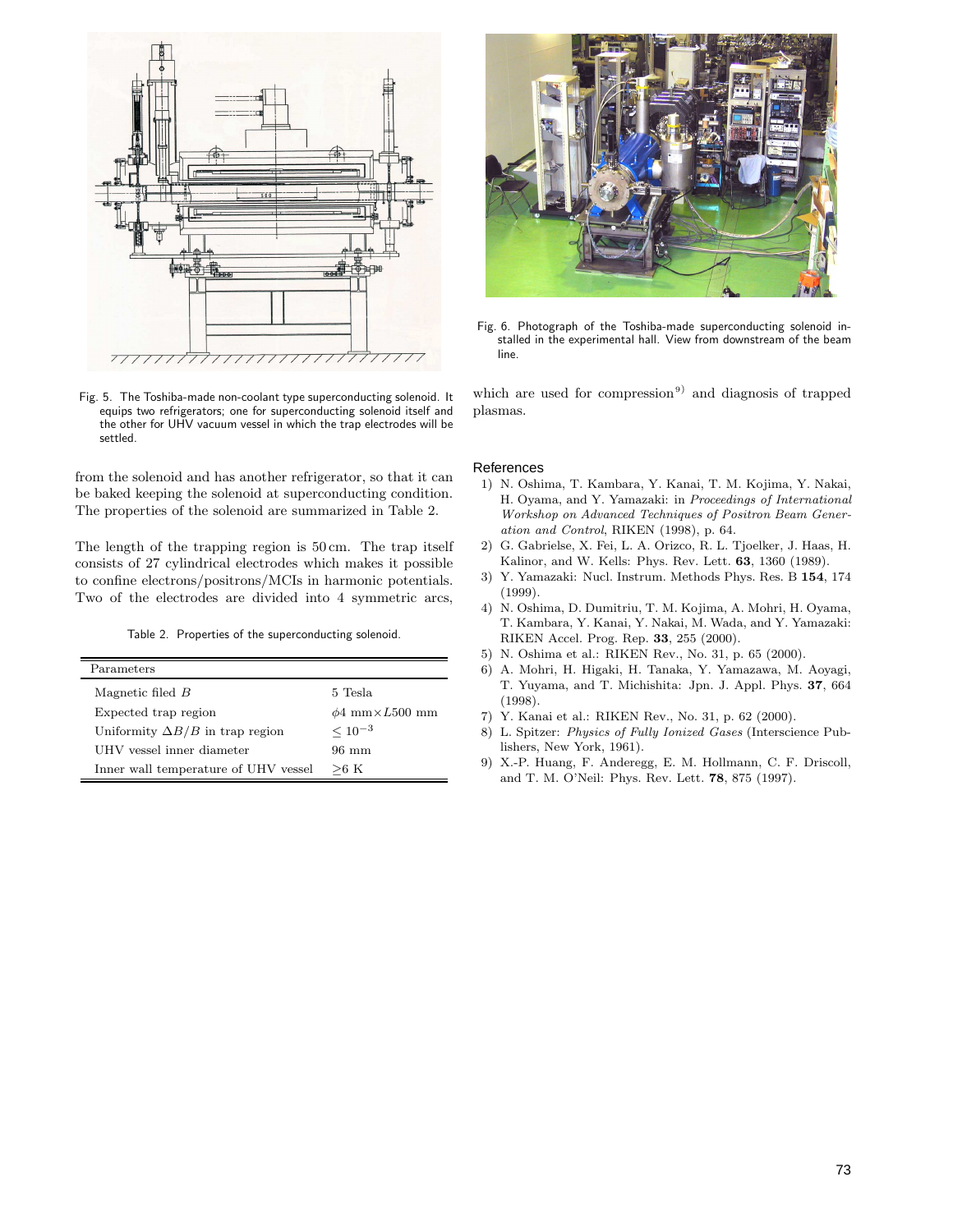Fig. 5. The Toshiba-made non-coolant type superconducting solenoid. It equips two refrigerators; one for superconducting solenoid itself and the other for UHV vacuum vessel in which the trap electrodes will be settled.

Fig. 6. Photograph of the Toshiba-made superconducting solenoid installed in the experimental hall. View from downstream of the beam line.

from the solenoid and has another refrigerator, so that it can be baked keeping the solenoid at superconducting condition. The properties of the solenoid are summarized in Table 2.

The length of the trapping region is 50 cm. The trap itself consists of 27 cylindrical electrodes which makes it possible to confine electrons/positrons/MCIs in harmonic potentials. Two of the electrodes are divided into 4 symmetric arcs, which are used for compression[9] and diagnosis of trapped plasmas.

Table 2. Properties of the superconducting solenoid.

| Parameters | |
|---|---|
| Magnetic filed $B$ | 5 Tesla |
| Expected trap region | $\phi$4 mm$\times L$500 mm |
| Uniformity $\Delta B/B$ in trap region | $\leq 10^{-3}$ |
| UHV vessel inner diameter | 96 mm |
| Inner wall temperature of UHV vessel | $\geq$6 K |

## References

1) N. Oshima, T. Kambara, Y. Kanai, T. M. Kojima, Y. Nakai, H. Oyama, and Y. Yamazaki: in *Proceedings of International Workshop on Advanced Techniques of Positron Beam Generation and Control*, RIKEN (1998), p. 64.
2) G. Gabrielse, X. Fei, L. A. Orizco, R. L. Tjoelker, J. Haas, H. Kalinor, and W. Kells: Phys. Rev. Lett. **63**, 1360 (1989).
3) Y. Yamazaki: Nucl. Instrum. Methods Phys. Res. B **154**, 174 (1999).
4) N. Oshima, D. Dumitriu, T. M. Kojima, A. Mohri, H. Oyama, T. Kambara, Y. Kanai, Y. Nakai, M. Wada, and Y. Yamazaki: RIKEN Accel. Prog. Rep. **33**, 255 (2000).
5) N. Oshima et al.: RIKEN Rev., No. 31, p. 65 (2000).
6) A. Mohri, H. Higaki, H. Tanaka, Y. Yamazawa, M. Aoyagi, T. Yuyama, and T. Michishita: Jpn. J. Appl. Phys. **37**, 664 (1998).
7) Y. Kanai et al.: RIKEN Rev., No. 31, p. 62 (2000).
8) L. Spitzer: *Physics of Fully Ionized Gases* (Interscience Publishers, New York, 1961).
9) X.-P. Huang, F. Anderegg, E. M. Hollmann, C. F. Driscoll, and T. M. O'Neil: Phys. Rev. Lett. **78**, 875 (1997).